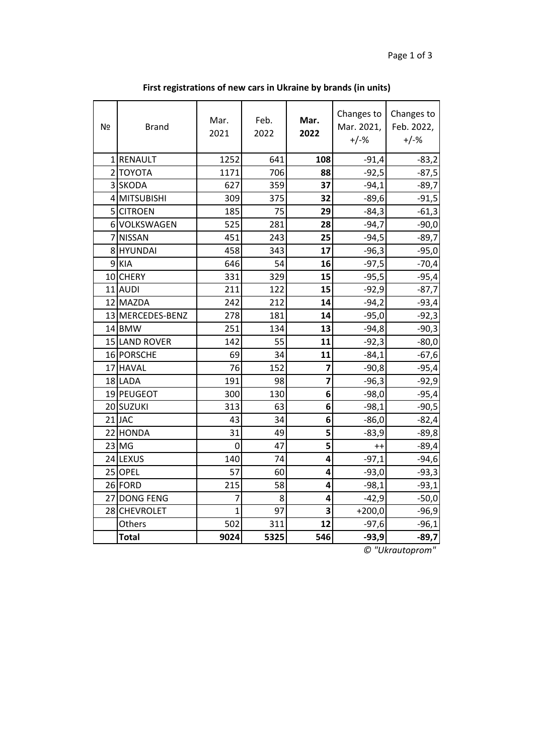**First registrations of new cars in Ukraine by brands (in units)**

| № | Brand | Mar. 2021 | Feb. 2022 | **Mar. 2022** | Changes to Mar. 2021, +/-% | Changes to Feb. 2022, +/-% |
|---|---|---|---|---|---|---|
| 1 | RENAULT | 1252 | 641 | **108** | -91,4 | -83,2 |
| 2 | TOYOTA | 1171 | 706 | **88** | -92,5 | -87,5 |
| 3 | SKODA | 627 | 359 | **37** | -94,1 | -89,7 |
| 4 | MITSUBISHI | 309 | 375 | **32** | -89,6 | -91,5 |
| 5 | CITROEN | 185 | 75 | **29** | -84,3 | -61,3 |
| 6 | VOLKSWAGEN | 525 | 281 | **28** | -94,7 | -90,0 |
| 7 | NISSAN | 451 | 243 | **25** | -94,5 | -89,7 |
| 8 | HYUNDAI | 458 | 343 | **17** | -96,3 | -95,0 |
| 9 | KIA | 646 | 54 | **16** | -97,5 | -70,4 |
| 10 | CHERY | 331 | 329 | **15** | -95,5 | -95,4 |
| 11 | AUDI | 211 | 122 | **15** | -92,9 | -87,7 |
| 12 | MAZDA | 242 | 212 | **14** | -94,2 | -93,4 |
| 13 | MERCEDES-BENZ | 278 | 181 | **14** | -95,0 | -92,3 |
| 14 | BMW | 251 | 134 | **13** | -94,8 | -90,3 |
| 15 | LAND ROVER | 142 | 55 | **11** | -92,3 | -80,0 |
| 16 | PORSCHE | 69 | 34 | **11** | -84,1 | -67,6 |
| 17 | HAVAL | 76 | 152 | **7** | -90,8 | -95,4 |
| 18 | LADA | 191 | 98 | **7** | -96,3 | -92,9 |
| 19 | PEUGEOT | 300 | 130 | **6** | -98,0 | -95,4 |
| 20 | SUZUKI | 313 | 63 | **6** | -98,1 | -90,5 |
| 21 | JAC | 43 | 34 | **6** | -86,0 | -82,4 |
| 22 | HONDA | 31 | 49 | **5** | -83,9 | -89,8 |
| 23 | MG | 0 | 47 | **5** | ++ | -89,4 |
| 24 | LEXUS | 140 | 74 | **4** | -97,1 | -94,6 |
| 25 | OPEL | 57 | 60 | **4** | -93,0 | -93,3 |
| 26 | FORD | 215 | 58 | **4** | -98,1 | -93,1 |
| 27 | DONG FENG | 7 | 8 | **4** | -42,9 | -50,0 |
| 28 | CHEVROLET | 1 | 97 | **3** | +200,0 | -96,9 |
|  | Others | 502 | 311 | **12** | -97,6 | -96,1 |
|  | **Total** | **9024** | **5325** | **546** | **-93,9** | **-89,7** |

*© "Ukrautoprom"*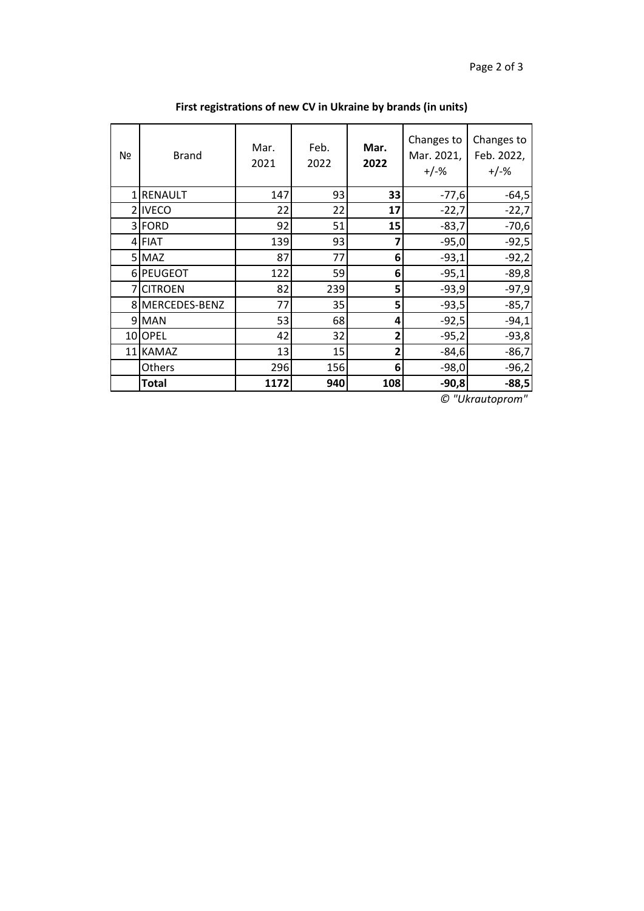**First registrations of new CV in Ukraine by brands (in units)**

| № | Brand | Mar. 2021 | Feb. 2022 | **Mar. 2022** | Changes to Mar. 2021, +/-% | Changes to Feb. 2022, +/-% |
|---|---|---|---|---|---|---|
| 1 | RENAULT | 147 | 93 | **33** | -77,6 | -64,5 |
| 2 | IVECO | 22 | 22 | **17** | -22,7 | -22,7 |
| 3 | FORD | 92 | 51 | **15** | -83,7 | -70,6 |
| 4 | FIAT | 139 | 93 | **7** | -95,0 | -92,5 |
| 5 | MAZ | 87 | 77 | **6** | -93,1 | -92,2 |
| 6 | PEUGEOT | 122 | 59 | **6** | -95,1 | -89,8 |
| 7 | CITROEN | 82 | 239 | **5** | -93,9 | -97,9 |
| 8 | MERCEDES-BENZ | 77 | 35 | **5** | -93,5 | -85,7 |
| 9 | MAN | 53 | 68 | **4** | -92,5 | -94,1 |
| 10 | OPEL | 42 | 32 | **2** | -95,2 | -93,8 |
| 11 | KAMAZ | 13 | 15 | **2** | -84,6 | -86,7 |
| | Others | 296 | 156 | **6** | -98,0 | -96,2 |
| | **Total** | **1172** | **940** | **108** | **-90,8** | **-88,5** |

*© "Ukrautoprom"*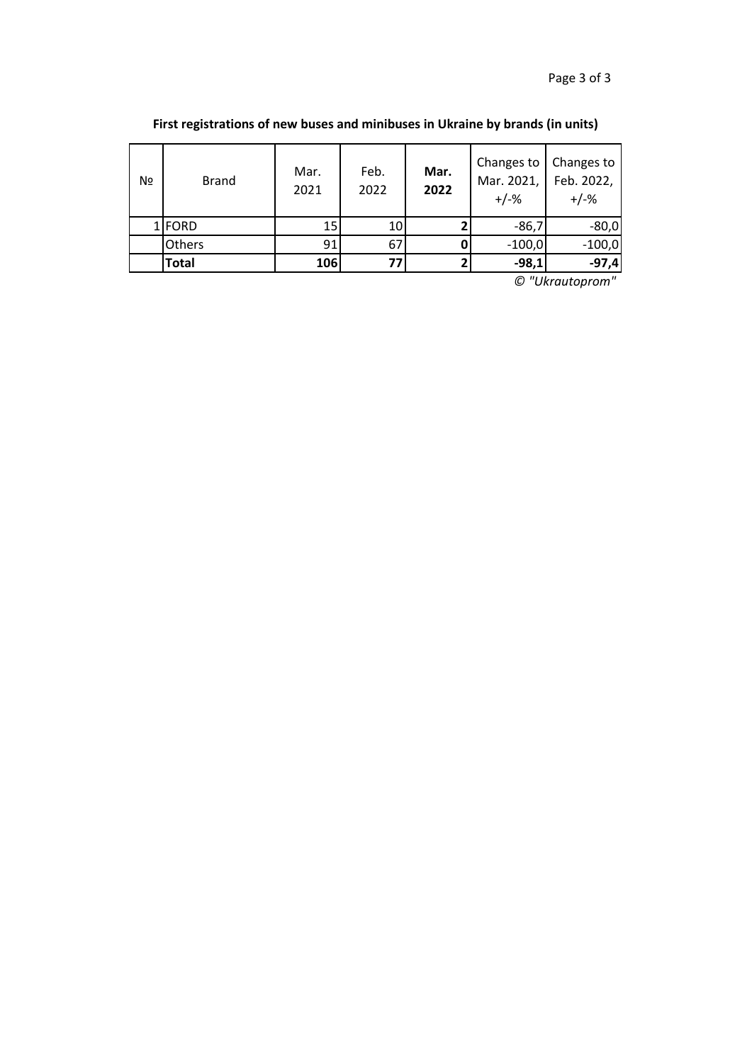**First registrations of new buses and minibuses in Ukraine by brands (in units)**

| № | Brand | Mar. 2021 | Feb. 2022 | **Mar. 2022** | Changes to Mar. 2021, +/-% | Changes to Feb. 2022, +/-% |
|---|---|---|---|---|---|---|
| 1 | FORD | 15 | 10 | **2** | -86,7 | -80,0 |
| | Others | 91 | 67 | **0** | -100,0 | -100,0 |
| | **Total** | **106** | **77** | **2** | **-98,1** | **-97,4** |

*© "Ukrautoprom"*